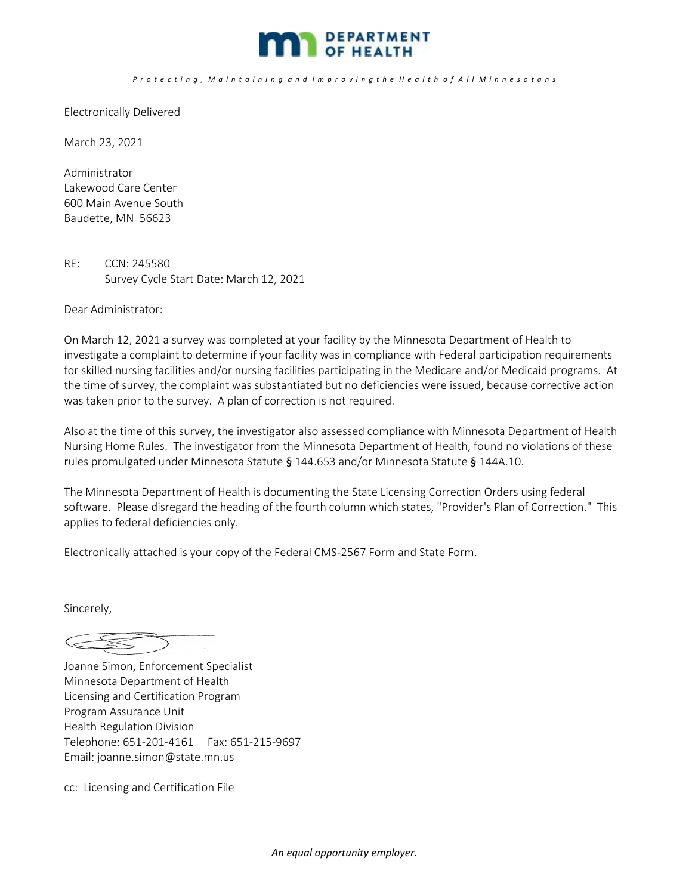DEPARTMENT OF HEALTH

*Protecting, Maintaining and Improving the Health of All Minnesotans*

Electronically Delivered

March 23, 2021

Administrator
Lakewood Care Center
600 Main Avenue South
Baudette, MN 56623

RE: CCN: 245580
Survey Cycle Start Date: March 12, 2021

Dear Administrator:

On March 12, 2021 a survey was completed at your facility by the Minnesota Department of Health to investigate a complaint to determine if your facility was in compliance with Federal participation requirements for skilled nursing facilities and/or nursing facilities participating in the Medicare and/or Medicaid programs. At the time of survey, the complaint was substantiated but no deficiencies were issued, because corrective action was taken prior to the survey. A plan of correction is not required.

Also at the time of this survey, the investigator also assessed compliance with Minnesota Department of Health Nursing Home Rules. The investigator from the Minnesota Department of Health, found no violations of these rules promulgated under Minnesota Statute § 144.653 and/or Minnesota Statute § 144A.10.

The Minnesota Department of Health is documenting the State Licensing Correction Orders using federal software. Please disregard the heading of the fourth column which states, "Provider's Plan of Correction." This applies to federal deficiencies only.

Electronically attached is your copy of the Federal CMS-2567 Form and State Form.

Sincerely,

Joanne Simon, Enforcement Specialist
Minnesota Department of Health
Licensing and Certification Program
Program Assurance Unit
Health Regulation Division
Telephone: 651-201-4161 Fax: 651-215-9697
Email: joanne.simon@state.mn.us

cc: Licensing and Certification File

*An equal opportunity employer.*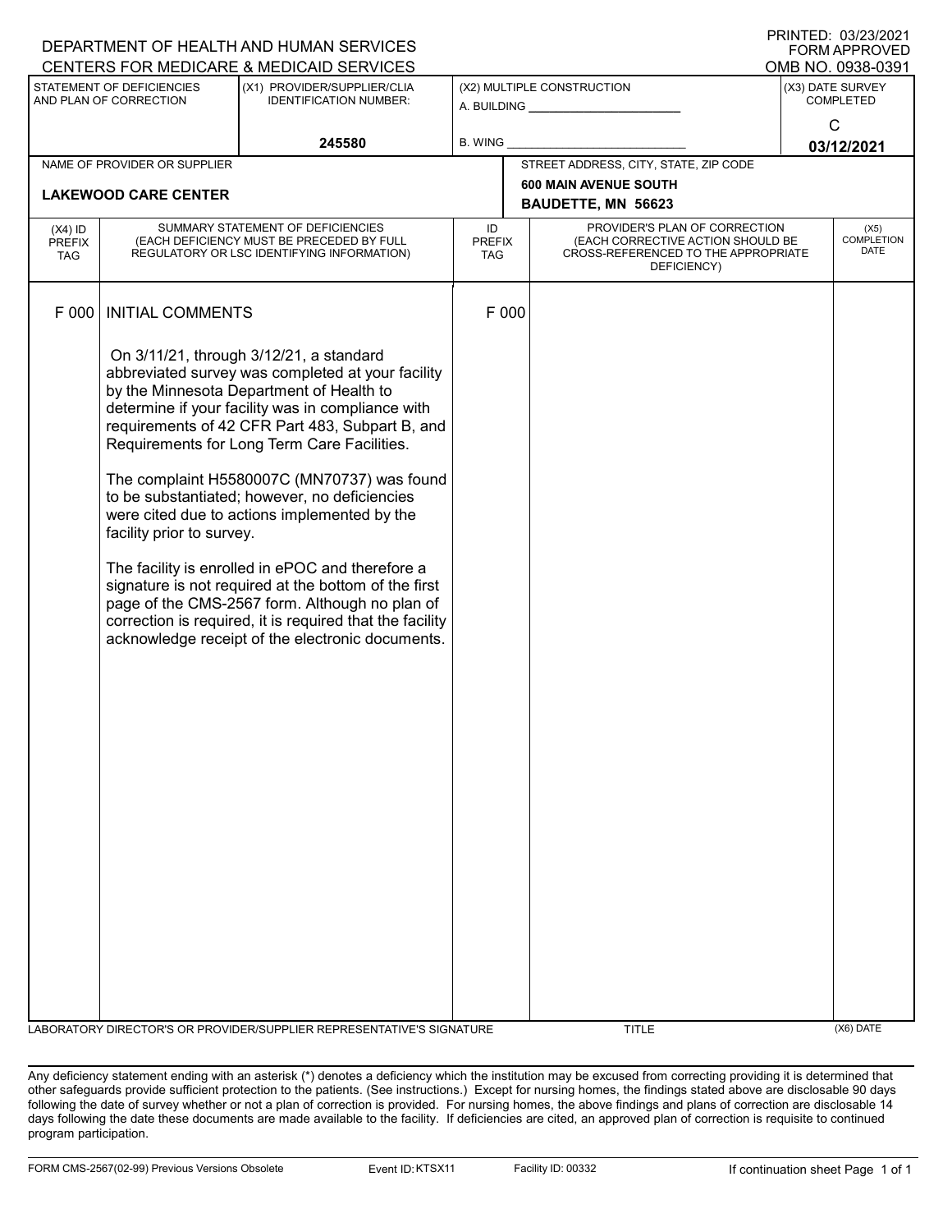DEPARTMENT OF HEALTH AND HUMAN SERVICES
CENTERS FOR MEDICARE & MEDICAID SERVICES

PRINTED: 03/23/2021
FORM APPROVED
OMB NO. 0938-0391

| STATEMENT OF DEFICIENCIES AND PLAN OF CORRECTION | (X1) PROVIDER/SUPPLIER/CLIA IDENTIFICATION NUMBER: | (X2) MULTIPLE CONSTRUCTION | (X3) DATE SURVEY COMPLETED |
|---|---|---|---|
| | 245580 | A. BUILDING ______ B. WING ______ | C 03/12/2021 |

| NAME OF PROVIDER OR SUPPLIER | STREET ADDRESS, CITY, STATE, ZIP CODE |
|---|---|
| **LAKEWOOD CARE CENTER** | **600 MAIN AVENUE SOUTH BAUDETTE, MN 56623** |

| (X4) ID PREFIX TAG | SUMMARY STATEMENT OF DEFICIENCIES (EACH DEFICIENCY MUST BE PRECEDED BY FULL REGULATORY OR LSC IDENTIFYING INFORMATION) | ID PREFIX TAG | PROVIDER'S PLAN OF CORRECTION (EACH CORRECTIVE ACTION SHOULD BE CROSS-REFERENCED TO THE APPROPRIATE DEFICIENCY) | (X5) COMPLETION DATE |
|---|---|---|---|---|
| F 000 | INITIAL COMMENTS<br><br>On 3/11/21, through 3/12/21, a standard abbreviated survey was completed at your facility by the Minnesota Department of Health to determine if your facility was in compliance with requirements of 42 CFR Part 483, Subpart B, and Requirements for Long Term Care Facilities.<br><br>The complaint H5580007C (MN70737) was found to be substantiated; however, no deficiencies were cited due to actions implemented by the facility prior to survey.<br><br>The facility is enrolled in ePOC and therefore a signature is not required at the bottom of the first page of the CMS-2567 form. Although no plan of correction is required, it is required that the facility acknowledge receipt of the electronic documents. | F 000 | | |

LABORATORY DIRECTOR'S OR PROVIDER/SUPPLIER REPRESENTATIVE'S SIGNATURE | TITLE | (X6) DATE

Any deficiency statement ending with an asterisk (*) denotes a deficiency which the institution may be excused from correcting providing it is determined that other safeguards provide sufficient protection to the patients. (See instructions.) Except for nursing homes, the findings stated above are disclosable 90 days following the date of survey whether or not a plan of correction is provided. For nursing homes, the above findings and plans of correction are disclosable 14 days following the date these documents are made available to the facility. If deficiencies are cited, an approved plan of correction is requisite to continued program participation.

FORM CMS-2567(02-99) Previous Versions Obsolete | Event ID: KTSX11 | Facility ID: 00332 | If continuation sheet Page 1 of 1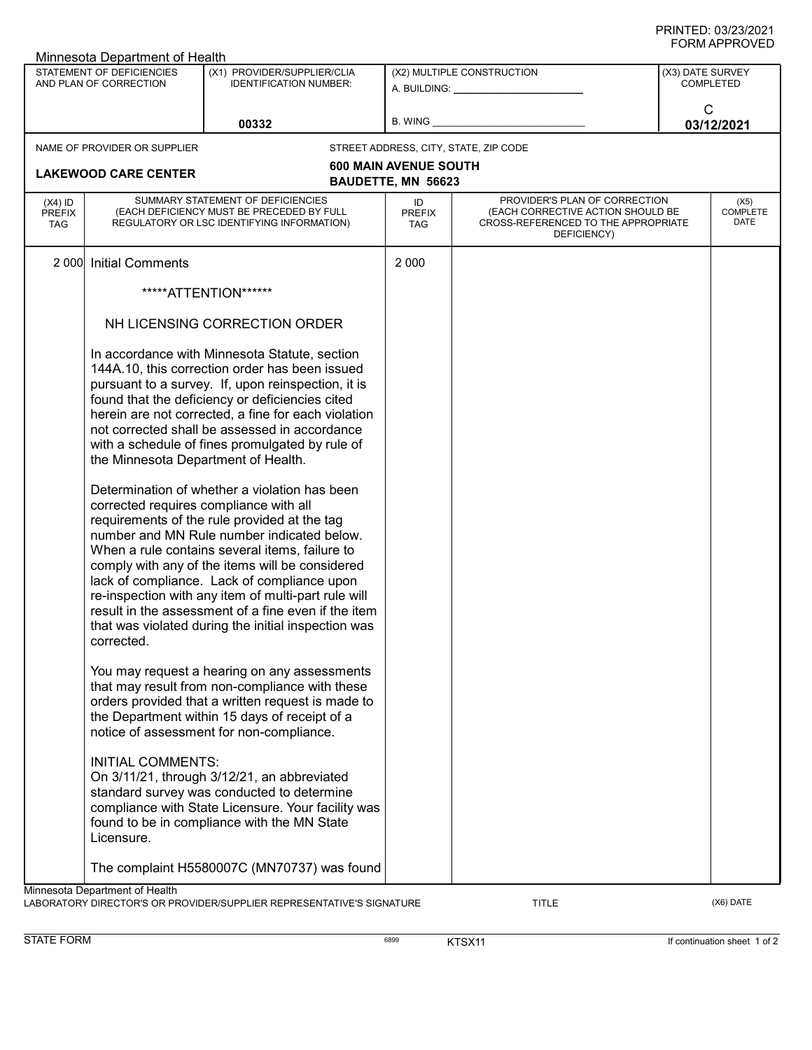PRINTED: 03/23/2021
FORM APPROVED

Minnesota Department of Health

| STATEMENT OF DEFICIENCIES AND PLAN OF CORRECTION | (X1) PROVIDER/SUPPLIER/CLIA IDENTIFICATION NUMBER: | (X2) MULTIPLE CONSTRUCTION | (X3) DATE SURVEY COMPLETED |
|---|---|---|---|
| | 00332 | A. BUILDING: ______ B. WING ______ | C 03/12/2021 |

NAME OF PROVIDER OR SUPPLIER: **LAKEWOOD CARE CENTER**

STREET ADDRESS, CITY, STATE, ZIP CODE: **600 MAIN AVENUE SOUTH BAUDETTE, MN 56623**

| (X4) ID PREFIX TAG | SUMMARY STATEMENT OF DEFICIENCIES (EACH DEFICIENCY MUST BE PRECEDED BY FULL REGULATORY OR LSC IDENTIFYING INFORMATION) | ID PREFIX TAG | PROVIDER'S PLAN OF CORRECTION (EACH CORRECTIVE ACTION SHOULD BE CROSS-REFERENCED TO THE APPROPRIATE DEFICIENCY) | (X5) COMPLETE DATE |
|---|---|---|---|---|
| 2 000 | Initial Comments | 2 000 | | |

*****ATTENTION******

NH LICENSING CORRECTION ORDER

In accordance with Minnesota Statute, section 144A.10, this correction order has been issued pursuant to a survey. If, upon reinspection, it is found that the deficiency or deficiencies cited herein are not corrected, a fine for each violation not corrected shall be assessed in accordance with a schedule of fines promulgated by rule of the Minnesota Department of Health.

Determination of whether a violation has been corrected requires compliance with all requirements of the rule provided at the tag number and MN Rule number indicated below. When a rule contains several items, failure to comply with any of the items will be considered lack of compliance. Lack of compliance upon re-inspection with any item of multi-part rule will result in the assessment of a fine even if the item that was violated during the initial inspection was corrected.

You may request a hearing on any assessments that may result from non-compliance with these orders provided that a written request is made to the Department within 15 days of receipt of a notice of assessment for non-compliance.

INITIAL COMMENTS:
On 3/11/21, through 3/12/21, an abbreviated standard survey was conducted to determine compliance with State Licensure. Your facility was found to be in compliance with the MN State Licensure.

The complaint H5580007C (MN70737) was found

Minnesota Department of Health
LABORATORY DIRECTOR'S OR PROVIDER/SUPPLIER REPRESENTATIVE'S SIGNATURE | TITLE | (X6) DATE

STATE FORM 6899 KTSX11 If continuation sheet 1 of 2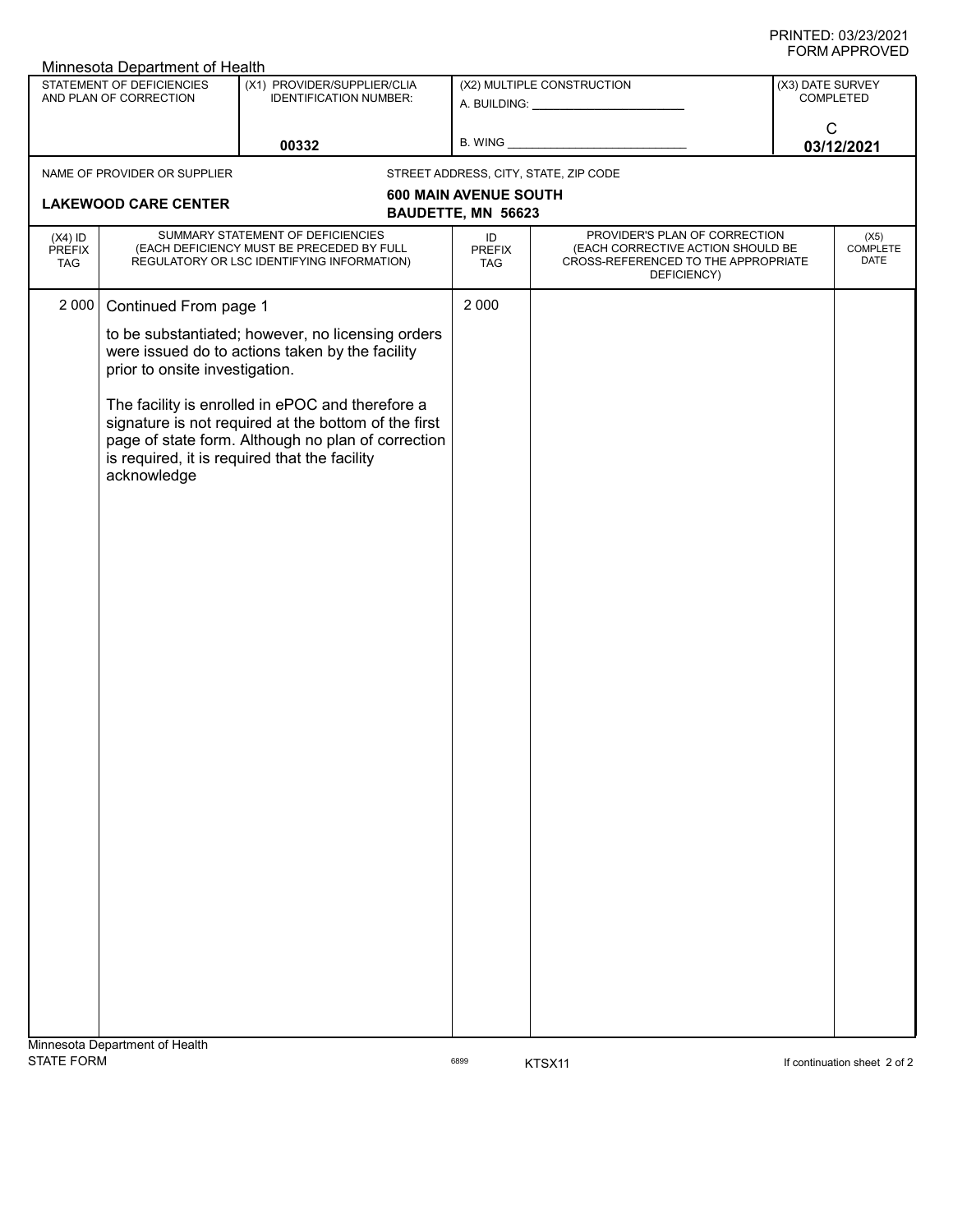PRINTED: 03/23/2021
FORM APPROVED

Minnesota Department of Health

| STATEMENT OF DEFICIENCIES AND PLAN OF CORRECTION | (X1) PROVIDER/SUPPLIER/CLIA IDENTIFICATION NUMBER: | (X2) MULTIPLE CONSTRUCTION | (X3) DATE SURVEY COMPLETED |
|---|---|---|---|
| | 00332 | A. BUILDING: ______ B. WING ______ | C 03/12/2021 |

| NAME OF PROVIDER OR SUPPLIER | STREET ADDRESS, CITY, STATE, ZIP CODE |
|---|---|
| LAKEWOOD CARE CENTER | 600 MAIN AVENUE SOUTH BAUDETTE, MN 56623 |

| (X4) ID PREFIX TAG | SUMMARY STATEMENT OF DEFICIENCIES (EACH DEFICIENCY MUST BE PRECEDED BY FULL REGULATORY OR LSC IDENTIFYING INFORMATION) | ID PREFIX TAG | PROVIDER'S PLAN OF CORRECTION (EACH CORRECTIVE ACTION SHOULD BE CROSS-REFERENCED TO THE APPROPRIATE DEFICIENCY) | (X5) COMPLETE DATE |
|---|---|---|---|---|
| 2 000 | Continued From page 1<br><br>to be substantiated; however, no licensing orders were issued do to actions taken by the facility prior to onsite investigation.<br><br>The facility is enrolled in ePOC and therefore a signature is not required at the bottom of the first page of state form. Although no plan of correction is required, it is required that the facility acknowledge | 2 000 | | |

Minnesota Department of Health
STATE FORM 6899 KTSX11 If continuation sheet 2 of 2